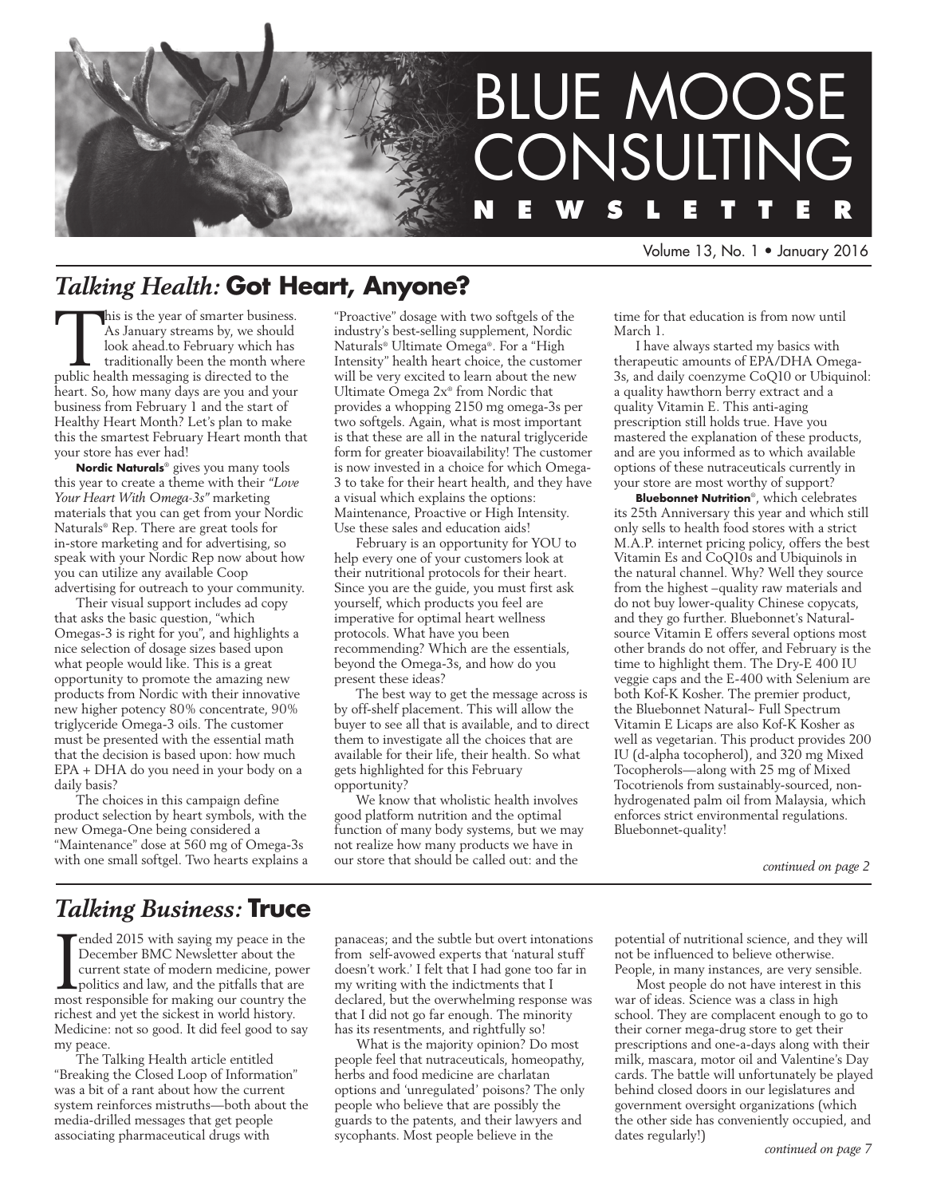# BLUE MOOSE CONSULTING

**N E W S L E T T E R**

Volume 13, No. 1 • January 2016

## *Talking Health:* **Got Heart, Anyone?**

This is the year of smarter business. As January streams by, we should look ahead.to February which has traditionally been the month where public health messaging is directed to the heart. So, how many days are you and your business from February 1 and the start of Healthy Heart Month? Let's plan to make this the smartest February Heart month that your store has ever had!

**Nordic Naturals**® gives you many tools this year to create a theme with their *"Love Your Heart With Omega-3s"* marketing materials that you can get from your Nordic Naturals® Rep. There are great tools for in-store marketing and for advertising, so speak with your Nordic Rep now about how you can utilize any available Coop advertising for outreach to your community.

Their visual support includes ad copy that asks the basic question, "which Omegas-3 is right for you", and highlights a nice selection of dosage sizes based upon what people would like. This is a great opportunity to promote the amazing new products from Nordic with their innovative new higher potency 80% concentrate, 90% triglyceride Omega-3 oils. The customer must be presented with the essential math that the decision is based upon: how much EPA + DHA do you need in your body on a daily basis?

The choices in this campaign define product selection by heart symbols, with the new Omega-One being considered a "Maintenance" dose at 560 mg of Omega-3s with one small softgel. Two hearts explains a "Proactive" dosage with two softgels of the industry's best-selling supplement, Nordic Naturals® Ultimate Omega®. For a "High Intensity" health heart choice, the customer will be very excited to learn about the new Ultimate Omega 2x® from Nordic that provides a whopping 2150 mg omega-3s per two softgels. Again, what is most important is that these are all in the natural triglyceride form for greater bioavailability! The customer is now invested in a choice for which Omega-3 to take for their heart health, and they have a visual which explains the options: Maintenance, Proactive or High Intensity. Use these sales and education aids!

February is an opportunity for YOU to help every one of your customers look at their nutritional protocols for their heart. Since you are the guide, you must first ask yourself, which products you feel are imperative for optimal heart wellness protocols. What have you been recommending? Which are the essentials, beyond the Omega-3s, and how do you present these ideas?

The best way to get the message across is by off-shelf placement. This will allow the buyer to see all that is available, and to direct them to investigate all the choices that are available for their life, their health. So what gets highlighted for this February opportunity?

We know that wholistic health involves good platform nutrition and the optimal function of many body systems, but we may not realize how many products we have in our store that should be called out: and the time for that education is from now until March 1.

I have always started my basics with therapeutic amounts of EPA/DHA Omega-3s, and daily coenzyme CoQ10 or Ubiquinol: a quality hawthorn berry extract and a quality Vitamin E. This anti-aging prescription still holds true. Have you mastered the explanation of these products, and are you informed as to which available options of these nutraceuticals currently in your store are most worthy of support?

**Bluebonnet Nutrition**®, which celebrates its 25th Anniversary this year and which still only sells to health food stores with a strict M.A.P. internet pricing policy, offers the best Vitamin Es and CoQ10s and Ubiquinols in the natural channel. Why? Well they source from the highest –quality raw materials and do not buy lower-quality Chinese copycats, and they go further. Bluebonnet's Natural-source Vitamin E offers several options most other brands do not offer, and February is the time to highlight them. The Dry-E 400 IU veggie caps and the E-400 with Selenium are both Kof-K Kosher. The premier product, the Bluebonnet Natural~ Full Spectrum Vitamin E Licaps are also Kof-K Kosher as well as vegetarian. This product provides 200 IU (d-alpha tocopherol), and 320 mg Mixed Tocopherols—along with 25 mg of Mixed Tocotrienols from sustainably-sourced, non-hydrogenated palm oil from Malaysia, which enforces strict environmental regulations. Bluebonnet-quality!

*continued on page 2*

## *Talking Business:* **Truce**

I ended 2015 with saying my peace in the December BMC Newsletter about the current state of modern medicine, power politics and law, and the pitfalls that are most responsible for making our country the richest and yet the sickest in world history. Medicine: not so good. It did feel good to say my peace.

The Talking Health article entitled "Breaking the Closed Loop of Information" was a bit of a rant about how the current system reinforces mistruths—both about the media-drilled messages that get people associating pharmaceutical drugs with panaceas; and the subtle but overt intonations from self-avowed experts that 'natural stuff doesn't work.' I felt that I had gone too far in my writing with the indictments that I declared, but the overwhelming response was that I did not go far enough. The minority has its resentments, and rightfully so!

What is the majority opinion? Do most people feel that nutraceuticals, homeopathy, herbs and food medicine are charlatan options and 'unregulated' poisons? The only people who believe that are possibly the guards to the patents, and their lawyers and sycophants. Most people believe in the potential of nutritional science, and they will not be influenced to believe otherwise. People, in many instances, are very sensible.

Most people do not have interest in this war of ideas. Science was a class in high school. They are complacent enough to go to their corner mega-drug store to get their prescriptions and one-a-days along with their milk, mascara, motor oil and Valentine's Day cards. The battle will unfortunately be played behind closed doors in our legislatures and government oversight organizations (which the other side has conveniently occupied, and dates regularly!)

*continued on page 7*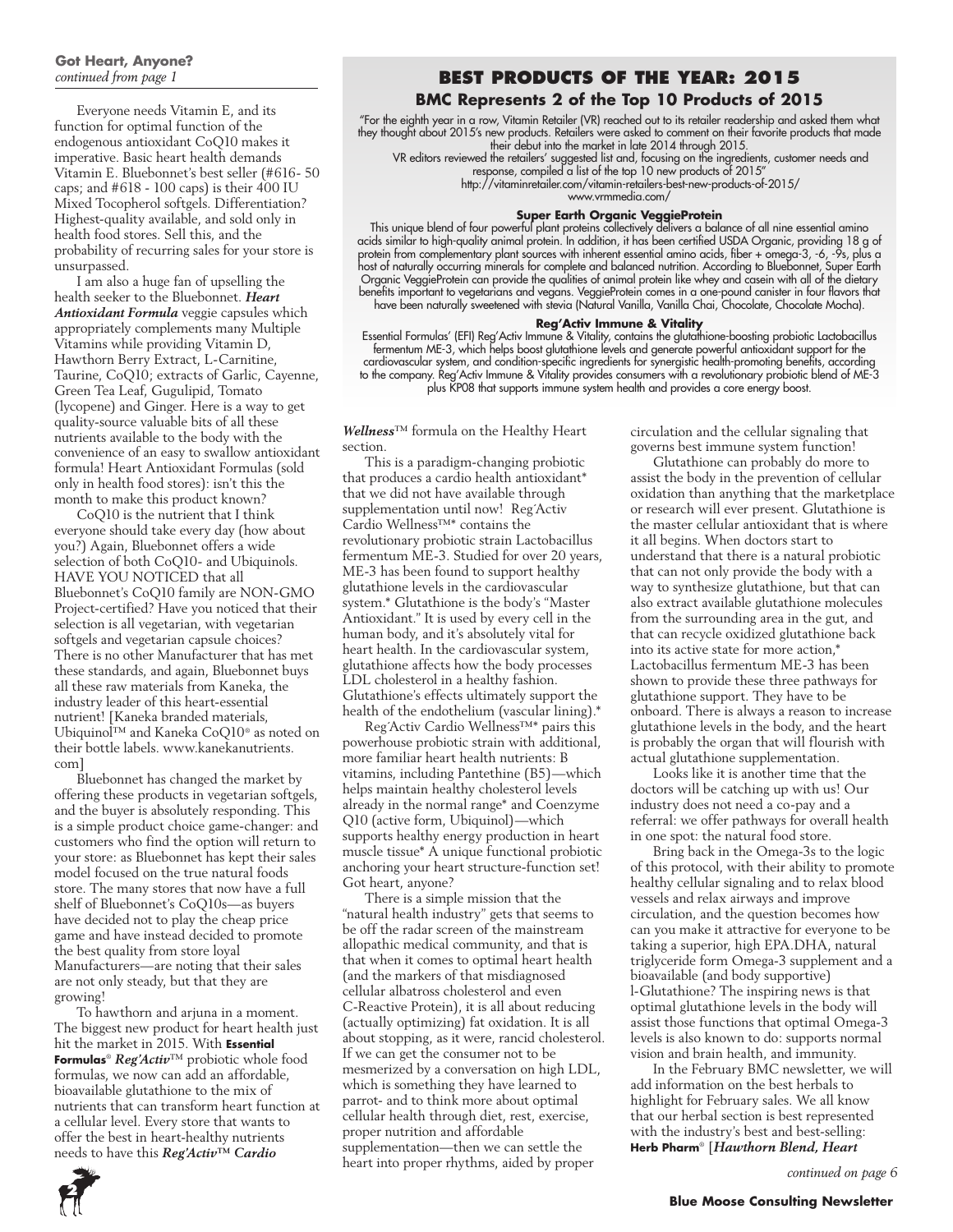**Got Heart, Anyone?**
*continued from page 1*

Everyone needs Vitamin E, and its function for optimal function of the endogenous antioxidant CoQ10 makes it imperative. Basic heart health demands Vitamin E. Bluebonnet's best seller (#616- 50 caps; and #618 - 100 caps) is their 400 IU Mixed Tocopherol softgels. Differentiation? Highest-quality available, and sold only in health food stores. Sell this, and the probability of recurring sales for your store is unsurpassed.

I am also a huge fan of upselling the health seeker to the Bluebonnet. ***Heart Antioxidant Formula*** veggie capsules which appropriately complements many Multiple Vitamins while providing Vitamin D, Hawthorn Berry Extract, L-Carnitine, Taurine, CoQ10; extracts of Garlic, Cayenne, Green Tea Leaf, Gugulipid, Tomato (lycopene) and Ginger. Here is a way to get quality-source valuable bits of all these nutrients available to the body with the convenience of an easy to swallow antioxidant formula! Heart Antioxidant Formulas (sold only in health food stores): isn't this the month to make this product known?

CoQ10 is the nutrient that I think everyone should take every day (how about you?) Again, Bluebonnet offers a wide selection of both CoQ10- and Ubiquinols. HAVE YOU NOTICED that all Bluebonnet's CoQ10 family are NON-GMO Project-certified? Have you noticed that their selection is all vegetarian, with vegetarian softgels and vegetarian capsule choices? There is no other Manufacturer that has met these standards, and again, Bluebonnet buys all these raw materials from Kaneka, the industry leader of this heart-essential nutrient! [Kaneka branded materials, Ubiquinol™ and Kaneka CoQ10® as noted on their bottle labels. www.kanekanutrients.com]

Bluebonnet has changed the market by offering these products in vegetarian softgels, and the buyer is absolutely responding. This is a simple product choice game-changer: and customers who find the option will return to your store: as Bluebonnet has kept their sales model focused on the true natural foods store. The many stores that now have a full shelf of Bluebonnet's CoQ10s—as buyers have decided not to play the cheap price game and have instead decided to promote the best quality from store loyal Manufacturers—are noting that their sales are not only steady, but that they are growing!

To hawthorn and arjuna in a moment. The biggest new product for heart health just hit the market in 2015. With **Essential Formulas**® ***Reg'Activ***™ probiotic whole food formulas, we now can add an affordable, bioavailable glutathione to the mix of nutrients that can transform heart function at a cellular level. Every store that wants to offer the best in heart-healthy nutrients needs to have this ***Reg'Activ™ Cardio Wellness***™ formula on the Healthy Heart section.

This is a paradigm-changing probiotic that produces a cardio health antioxidant* that we did not have available through supplementation until now! Reg'Activ Cardio Wellness™* contains the revolutionary probiotic strain Lactobacillus fermentum ME-3. Studied for over 20 years, ME-3 has been found to support healthy glutathione levels in the cardiovascular system.* Glutathione is the body's "Master Antioxidant." It is used by every cell in the human body, and it's absolutely vital for heart health. In the cardiovascular system, glutathione affects how the body processes LDL cholesterol in a healthy fashion. Glutathione's effects ultimately support the health of the endothelium (vascular lining).*

Reg'Activ Cardio Wellness™* pairs this powerhouse probiotic strain with additional, more familiar heart health nutrients: B vitamins, including Pantethine (B5)—which helps maintain healthy cholesterol levels already in the normal range* and Coenzyme Q10 (active form, Ubiquinol)—which supports healthy energy production in heart muscle tissue* A unique functional probiotic anchoring your heart structure-function set! Got heart, anyone?

There is a simple mission that the "natural health industry" gets that seems to be off the radar screen of the mainstream allopathic medical community, and that is that when it comes to optimal heart health (and the markers of that misdiagnosed cellular albatross cholesterol and even C-Reactive Protein), it is all about reducing (actually optimizing) fat oxidation. It is all about stopping, as it were, rancid cholesterol. If we can get the consumer not to be mesmerized by a conversation on high LDL, which is something they have learned to parrot- and to think more about optimal cellular health through diet, rest, exercise, proper nutrition and affordable supplementation—then we can settle the heart into proper rhythms, aided by proper circulation and the cellular signaling that governs best immune system function!

Glutathione can probably do more to assist the body in the prevention of cellular oxidation than anything that the marketplace or research will ever present. Glutathione is the master cellular antioxidant that is where it all begins. When doctors start to understand that there is a natural probiotic that can not only provide the body with a way to synthesize glutathione, but that can also extract available glutathione molecules from the surrounding area in the gut, and that can recycle oxidized glutathione back into its active state for more action,* Lactobacillus fermentum ME-3 has been shown to provide these three pathways for glutathione support. They have to be onboard. There is always a reason to increase glutathione levels in the body, and the heart is probably the organ that will flourish with actual glutathione supplementation.

Looks like it is another time that the doctors will be catching up with us! Our industry does not need a co-pay and a referral: we offer pathways for overall health in one spot: the natural food store.

Bring back in the Omega-3s to the logic of this protocol, with their ability to promote healthy cellular signaling and to relax blood vessels and relax airways and improve circulation, and the question becomes how can you make it attractive for everyone to be taking a superior, high EPA.DHA, natural triglyceride form Omega-3 supplement and a bioavailable (and body supportive) l-Glutathione? The inspiring news is that optimal glutathione levels in the body will assist those functions that optimal Omega-3 levels is also known to do: supports normal vision and brain health, and immunity.

In the February BMC newsletter, we will add information on the best herbals to highlight for February sales. We all know that our herbal section is best represented with the industry's best and best-selling: **Herb Pharm**® [***Hawthorn Blend, Heart***

*continued on page 6*

## BEST PRODUCTS OF THE YEAR: 2015

### BMC Represents 2 of the Top 10 Products of 2015

"For the eighth year in a row, Vitamin Retailer (VR) reached out to its retailer readership and asked them what they thought about 2015's new products. Retailers were asked to comment on their favorite products that made their debut into the market in late 2014 through 2015.

VR editors reviewed the retailers' suggested list and, focusing on the ingredients, customer needs and response, compiled a list of the top 10 new products of 2015"

http://vitaminretailer.com/vitamin-retailers-best-new-products-of-2015/

www.vrmmedia.com/

**Super Earth Organic VeggieProtein**

This unique blend of four powerful plant proteins collectively delivers a balance of all nine essential amino acids similar to high-quality animal protein. In addition, it has been certified USDA Organic, providing 18 g of protein from complementary plant sources with inherent essential amino acids, fiber + omega-3, -6, -9s, plus a host of naturally occurring minerals for complete and balanced nutrition. According to Bluebonnet, Super Earth Organic VeggieProtein can provide the qualities of animal protein like whey and casein with all of the dietary benefits important to vegetarians and vegans. VeggieProtein comes in a one-pound canister in four flavors that have been naturally sweetened with stevia (Natural Vanilla, Vanilla Chai, Chocolate, Chocolate Mocha).

**Reg'Activ Immune & Vitality**

Essential Formulas' (EFI) Reg'Activ Immune & Vitality, contains the glutathione-boosting probiotic Lactobacillus fermentum ME-3, which helps boost glutathione levels and generate powerful antioxidant support for the cardiovascular system, and condition-specific ingredients for synergistic health-promoting benefits, according to the company. Reg'Activ Immune & Vitality provides consumers with a revolutionary probiotic blend of ME-3 plus KP08 that supports immune system health and provides a core energy boost.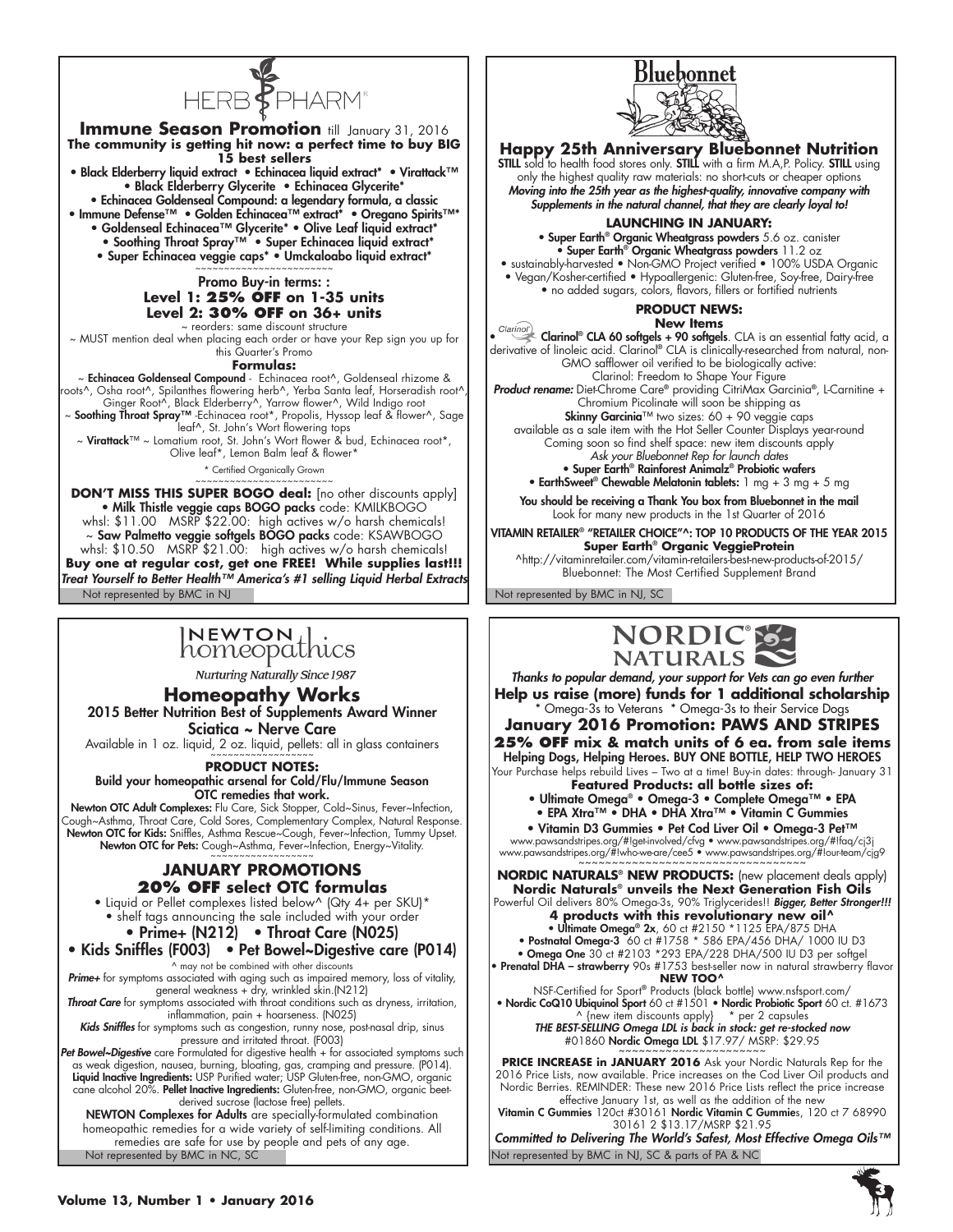# HERB PHARM

## Immune Season Promotion till January 31, 2016

**The community is getting hit now: a perfect time to buy BIG 15 best sellers**

- Black Elderberry liquid extract • Echinacea liquid extract* • Virattack™
- Black Elderberry Glycerite • Echinacea Glycerite*
- Echinacea Goldenseal Compound: a legendary formula, a classic
- Immune Defense™ • Golden Echinacea™ extract* • Oregano Spirits™*
- Goldenseal Echinacea™ Glycerite* • Olive Leaf liquid extract*
- Soothing Throat Spray™ • Super Echinacea liquid extract*
- Super Echinacea veggie caps* • Umckaloabo liquid extract*

~~~~~~~~~~~~~~~~~~~~~~~~

**Promo Buy-in terms: :**

**Level 1: 25% OFF on 1-35 units**

**Level 2: 30% OFF on 36+ units**

~ reorders: same discount structure

~ MUST mention deal when placing each order or have your Rep sign you up for this Quarter's Promo

**Formulas:**

~ **Echinacea Goldenseal Compound** - Echinacea root^, Goldenseal rhizome & roots^, Osha root^, Spilanthes flowering herb^, Yerba Santa leaf, Horseradish root^, Ginger Root^, Black Elderberry^, Yarrow flower^, Wild Indigo root

~ **Soothing Throat Spray™** -Echinacea root*, Propolis, Hyssop leaf & flower^, Sage leaf^, St. John's Wort flowering tops

~ **Virattack**™ ~ Lomatium root, St. John's Wort flower & bud, Echinacea root*, Olive leaf*, Lemon Balm leaf & flower*

* Certified Organically Grown

~~~~~~~~~~~~~~~~~~~~~~~~

**DON'T MISS THIS SUPER BOGO deal:** [no other discounts apply]

• **Milk Thistle veggie caps BOGO packs** code: KMILKBOGO
whsl: $11.00 MSRP $22.00: high actives w/o harsh chemicals!

~ **Saw Palmetto veggie softgels BOGO packs** code: KSAWBOGO
whsl: $10.50 MSRP $21.00: high actives w/o harsh chemicals!

**Buy one at regular cost, get one FREE! While supplies last!!!**

***Treat Yourself to Better Health™ America's #1 selling Liquid Herbal Extracts***

Not represented by BMC in NJ

# Bluebonnet

## Happy 25th Anniversary Bluebonnet Nutrition

**STILL** sold to health food stores only. **STILL** with a firm M.A,P. Policy. **STILL** using only the highest quality raw materials: no short-cuts or cheaper options

***Moving into the 25th year as the highest-quality, innovative company with Supplements in the natural channel, that they are clearly loyal to!***

**LAUNCHING IN JANUARY:**

- **Super Earth® Organic Wheatgrass powders** 5.6 oz. canister
- **Super Earth® Organic Wheatgrass powders** 11.2 oz
- sustainably-harvested • Non-GMO Project verified • 100% USDA Organic
- Vegan/Kosher-certified • Hypoallergenic: Gluten-free, Soy-free, Dairy-free
- no added sugars, colors, flavors, fillers or fortified nutrients

**PRODUCT NEWS:**

**New Items**

• **Clarinol® CLA 60 softgels + 90 softgels**. CLA is an essential fatty acid, a derivative of linoleic acid. Clarinol® CLA is clinically-researched from natural, non-GMO safflower oil verified to be biologically active:
Clarinol: Freedom to Shape Your Figure

***Product rename:*** Diet-Chrome Care® providing CitriMax Garcinia®, L-Carnitine + Chromium Picolinate will soon be shipping as **Skinny Garcinia**™ two sizes: 60 + 90 veggie caps available as a sale item with the Hot Seller Counter Displays year-round

Coming soon so find shelf space: new item discounts apply

*Ask your Bluebonnet Rep for launch dates*

- **Super Earth® Rainforest Animalz® Probiotic wafers**
- **EarthSweet® Chewable Melatonin tablets:** 1 mg + 3 mg + 5 mg

**You should be receiving a Thank You box from Bluebonnet in the mail**

Look for many new products in the 1st Quarter of 2016

**VITAMIN RETAILER® "RETAILER CHOICE"^: TOP 10 PRODUCTS OF THE YEAR 2015**

**Super Earth® Organic VeggieProtein**

^http://vitaminretailer.com/vitamin-retailers-best-new-products-of-2015/

Bluebonnet: The Most Certified Supplement Brand

Not represented by BMC in NJ, SC

# NEWTON homeopathics

*Nurturing Naturally Since 1987*

## Homeopathy Works

**2015 Better Nutrition Best of Supplements Award Winner**

**Sciatica ~ Nerve Care**

Available in 1 oz. liquid, 2 oz. liquid, pellets: all in glass containers

~~~~~~~~~~~~~~~~~~

**PRODUCT NOTES:**

**Build your homeopathic arsenal for Cold/Flu/Immune Season OTC remedies that work.**

**Newton OTC Adult Complexes:** Flu Care, Sick Stopper, Cold~Sinus, Fever~Infection, Cough~Asthma, Throat Care, Cold Sores, Complementary Complex, Natural Response.

**Newton OTC for Kids:** Sniffles, Asthma Rescue~Cough, Fever~Infection, Tummy Upset.

**Newton OTC for Pets:** Cough~Asthma, Fever~Infection, Energy~Vitality.

~~~~~~~~~~~~~~~~~~

**JANUARY PROMOTIONS**

**20% OFF select OTC formulas**

- Liquid or Pellet complexes listed below^ (Qty 4+ per SKU)*
- shelf tags announcing the sale included with your order
- **Prime+ (N212)** • **Throat Care (N025)**
- **Kids Sniffles (F003)** • **Pet Bowel~Digestive care (P014)**

^ may not be combined with other discounts

***Prime+*** for symptoms associated with aging such as impaired memory, loss of vitality, general weakness + dry, wrinkled skin.(N212)

***Throat Care*** for symptoms associated with throat conditions such as dryness, irritation, inflammation, pain + hoarseness. (N025)

***Kids Sniffles*** for symptoms such as congestion, runny nose, post-nasal drip, sinus pressure and irritated throat. (F003)

***Pet Bowel~Digestive*** care Formulated for digestive health + for associated symptoms such as weak digestion, nausea, burning, bloating, gas, cramping and pressure. (P014).

**Liquid Inactive Ingredients:** USP Purified water; USP Gluten-free, non-GMO, organic cane alcohol 20%. **Pellet Inactive Ingredients:** Gluten-free, non-GMO, organic beet-derived sucrose (lactose free) pellets.

**NEWTON Complexes for Adults** are specially-formulated combination homeopathic remedies for a wide variety of self-limiting conditions. All remedies are safe for use by people and pets of any age.

Not represented by BMC in NC, SC

# NORDIC® NATURALS

***Thanks to popular demand, your support for Vets can go even further***

**Help us raise (more) funds for 1 additional scholarship**

* Omega-3s to Veterans * Omega-3s to their Service Dogs

**January 2016 Promotion: PAWS AND STRIPES**

**25% OFF mix & match units of 6 ea. from sale items**

**Helping Dogs, Helping Heroes. BUY ONE BOTTLE, HELP TWO HEROES**

Your Purchase helps rebuild Lives – Two at a time! Buy-in dates: through- January 31

**Featured Products: all bottle sizes of:**

- Ultimate Omega® • Omega-3 • Complete Omega™ • EPA
- EPA Xtra™ • DHA • DHA Xtra™ • Vitamin C Gummies
- Vitamin D3 Gummies • Pet Cod Liver Oil • Omega-3 Pet™

www.pawsandstripes.org/#!get-involved/cfvg • www.pawsandstripes.org/#!faq/cj3j
www.pawsandstripes.org/#!who-we-are/cee5 • www.pawsandstripes.org/#!our-team/cjg9

~~~~~~~~~~~~~~~~~~~~~~~~~~~~~~

**NORDIC NATURALS® NEW PRODUCTS:** (new placement deals apply)

**Nordic Naturals® unveils the Next Generation Fish Oils**

Powerful Oil delivers 80% Omega-3s, 90% Triglycerides!! ***Bigger, Better, Stronger!!!***

**4 products with this revolutionary new oil^**

- **Ultimate Omega® 2x**, 60 ct #2150 *1125 EPA/875 DHA
- **Postnatal Omega-3** 60 ct #1758 * 586 EPA/456 DHA/ 1000 IU D3
- **Omega One** 30 ct #2103 *293 EPA/228 DHA/500 IU D3 per softgel
- **Prenatal DHA – strawberry** 90s #1753 best-seller now in natural strawberry flavor

**NEW TOO^**

NSF-Certified for Sport® Products (black bottle) www.nsfsport.com/

• **Nordic CoQ10 Ubiquinol Sport** 60 ct #1501 • **Nordic Probiotic Sport** 60 ct. #1673

^ (new item discounts apply) * per 2 capsules

***THE BEST-SELLING Omega LDL is back in stock: get re-stocked now***

#01860 **Nordic Omega LDL** $17.97/ MSRP: $29.95

~~~~~~~~~~~~~~~~~~~~~~

**PRICE INCREASE in JANUARY 2016** Ask your Nordic Naturals Rep for the 2016 Price Lists, now available. Price increases on the Cod Liver Oil products and Nordic Berries. REMINDER: These new 2016 Price Lists reflect the price increase effective January 1st, as well as the addition of the new

**Vitamin C Gummies** 120ct #30161 **Nordic Vitamin C Gummie**s, 120 ct 7 68990 30161 2 $13.17/MSRP $21.95

***Committed to Delivering The World's Safest, Most Effective Omega Oils™***

Not represented by BMC in NJ, SC & parts of PA & NC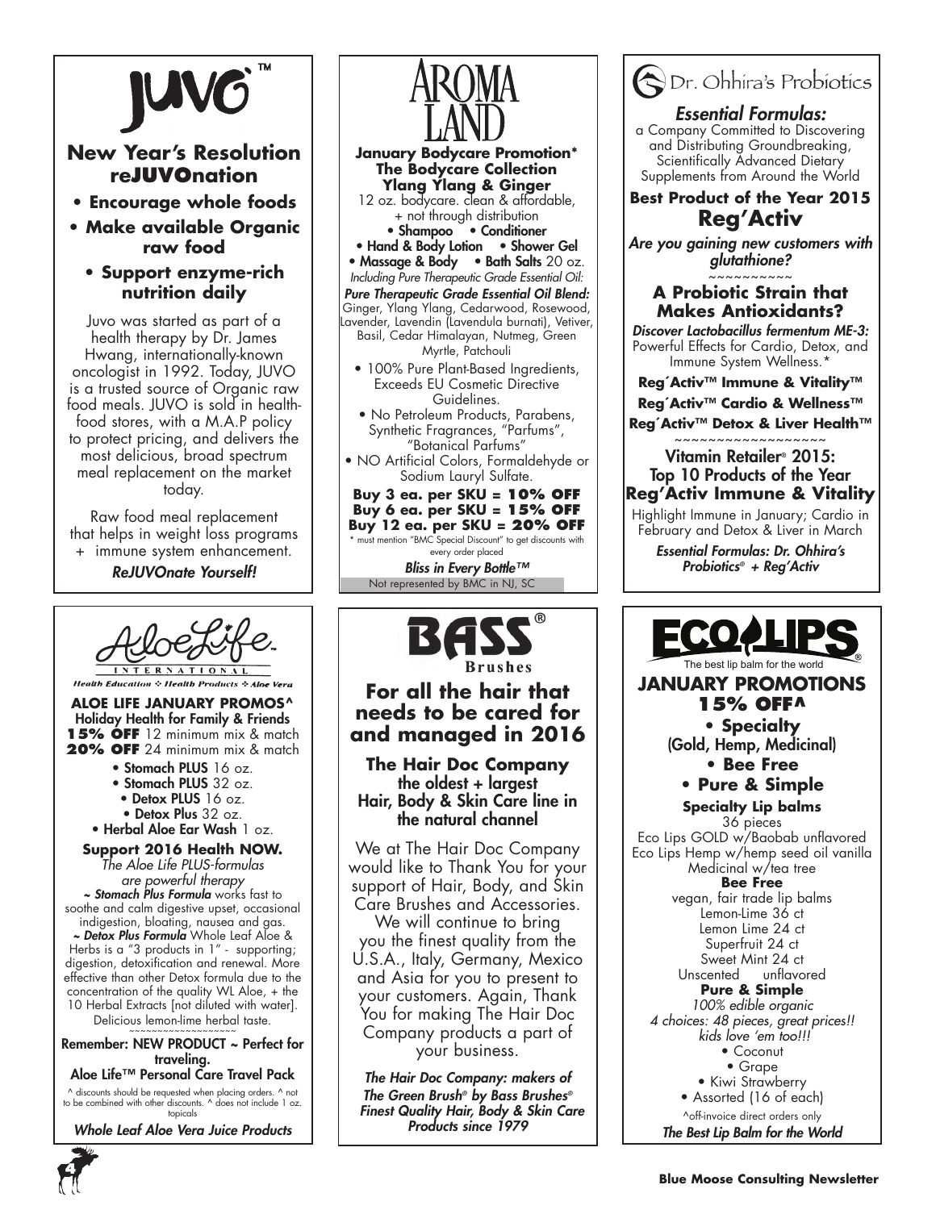# JUVO™

## New Year's Resolution reJUVOnation

- **Encourage whole foods**
- **Make available Organic raw food**
- **Support enzyme-rich nutrition daily**

Juvo was started as part of a health therapy by Dr. James Hwang, internationally-known oncologist in 1992. Today, JUVO is a trusted source of Organic raw food meals. JUVO is sold in health-food stores, with a M.A.P policy to protect pricing, and delivers the most delicious, broad spectrum meal replacement on the market today.

Raw food meal replacement that helps in weight loss programs + immune system enhancement.

*ReJUVOnate Yourself!*

# AROMA LAND

**January Bodycare Promotion***
**The Bodycare Collection**
**Ylang Ylang & Ginger**

12 oz. bodycare. clean & affordable, + not through distribution

- Shampoo • Conditioner
- Hand & Body Lotion • Shower Gel
- Massage & Body • Bath Salts 20 oz.

*Including Pure Therapeutic Grade Essential Oil:*

***Pure Therapeutic Grade Essential Oil Blend:*** Ginger, Ylang Ylang, Cedarwood, Rosewood, Lavender, Lavendin (Lavendula burnati), Vetiver, Basil, Cedar Himalayan, Nutmeg, Green Myrtle, Patchouli

- 100% Pure Plant-Based Ingredients, Exceeds EU Cosmetic Directive Guidelines.
- No Petroleum Products, Parabens, Synthetic Fragrances, "Parfums", "Botanical Parfums"
- NO Artificial Colors, Formaldehyde or Sodium Lauryl Sulfate.

**Buy 3 ea. per SKU = 10% OFF**
**Buy 6 ea. per SKU = 15% OFF**
**Buy 12 ea. per SKU = 20% OFF**

\* must mention "BMC Special Discount" to get discounts with every order placed

*Bliss in Every Bottle™*

Not represented by BMC in NJ, SC

# Dr. Ohhira's Probiotics

## *Essential Formulas:*

a Company Committed to Discovering and Distributing Groundbreaking, Scientifically Advanced Dietary Supplements from Around the World

**Best Product of the Year 2015**
## Reg'Activ

***Are you gaining new customers with glutathione?***

~~~~~~~~~~

### A Probiotic Strain that Makes Antioxidants?

***Discover Lactobacillus fermentum ME-3:*** Powerful Effects for Cardio, Detox, and Immune System Wellness.*

**Reg´Activ™ Immune & Vitality™**
**Reg´Activ™ Cardio & Wellness™**
**Reg´Activ™ Detox & Liver Health™**

~~~~~~~~~~~~~~~~~~

**Vitamin Retailer® 2015: Top 10 Products of the Year Reg'Activ Immune & Vitality**

Highlight Immune in January; Cardio in February and Detox & Liver in March

***Essential Formulas: Dr. Ohhira's Probiotics® + Reg'Activ***

# AloeLife International

Health Education ❖ Health Products ❖ Aloe Vera

**ALOE LIFE JANUARY PROMOS^**
**Holiday Health for Family & Friends**
**15% OFF** 12 minimum mix & match
**20% OFF** 24 minimum mix & match

- **Stomach PLUS** 16 oz.
- **Stomach PLUS** 32 oz.
- **Detox PLUS** 16 oz.
- **Detox Plus** 32 oz.
- **Herbal Aloe Ear Wash** 1 oz.

**Support 2016 Health NOW.**
*The Aloe Life PLUS-formulas are powerful therapy*

***~ Stomach Plus Formula*** works fast to soothe and calm digestive upset, occasional indigestion, bloating, nausea and gas.

***~ Detox Plus Formula*** Whole Leaf Aloe & Herbs is a "3 products in 1" - supporting; digestion, detoxification and renewal. More effective than other Detox formula due to the concentration of the quality WL Aloe, + the 10 Herbal Extracts [not diluted with water]. Delicious lemon-lime herbal taste.

~~~~~~~~~~~~~~~~~~~

**Remember: NEW PRODUCT ~ Perfect for traveling.**
**Aloe Life™ Personal Care Travel Pack**

^ discounts should be requested when placing orders. ^ not to be combined with other discounts. ^ does not include 1 oz. topicals

*Whole Leaf Aloe Vera Juice Products*

# BASS® Brushes

## For all the hair that needs to be cared for and managed in 2016

**The Hair Doc Company**
**the oldest + largest Hair, Body & Skin Care line in the natural channel**

We at The Hair Doc Company would like to Thank You for your support of Hair, Body, and Skin Care Brushes and Accessories. We will continue to bring you the finest quality from the U.S.A., Italy, Germany, Mexico and Asia for you to present to your customers. Again, Thank You for making The Hair Doc Company products a part of your business.

***The Hair Doc Company: makers of The Green Brush® by Bass Brushes® Finest Quality Hair, Body & Skin Care Products since 1979***

# ECO LIPS®

The best lip balm for the world

## JANUARY PROMOTIONS 15% OFF^

- **Specialty** (Gold, Hemp, Medicinal)
- **Bee Free**
- **Pure & Simple**

**Specialty Lip balms**
36 pieces
Eco Lips GOLD w/Baobab unflavored
Eco Lips Hemp w/hemp seed oil vanilla
Medicinal w/tea tree

**Bee Free**
vegan, fair trade lip balms
Lemon-Lime 36 ct
Lemon Lime 24 ct
Superfruit 24 ct
Sweet Mint 24 ct
Unscented unflavored

**Pure & Simple**
*100% edible organic*
*4 choices: 48 pieces, great prices!! kids love 'em too!!!*

- Coconut
- Grape
- Kiwi Strawberry
- Assorted (16 of each)

^off-invoice direct orders only

*The Best Lip Balm for the World*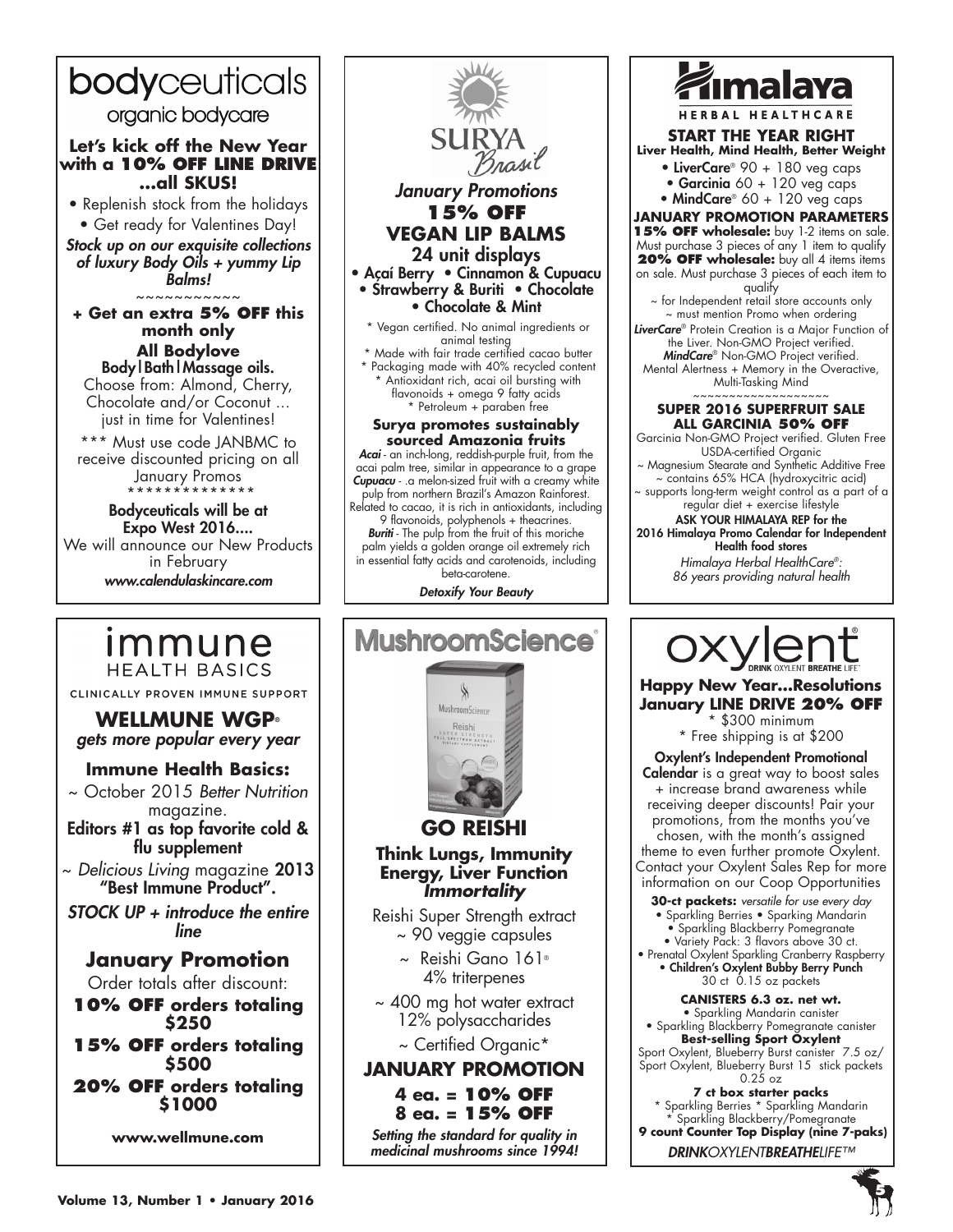# bodyceuticals

organic bodycare

**Let's kick off the New Year with a 10% OFF LINE DRIVE ...all SKUS!**

- Replenish stock from the holidays
- Get ready for Valentines Day!

***Stock up on our exquisite collections of luxury Body Oils + yummy Lip Balms!***

~~~~~~~~~~~~

**+ Get an extra 5% OFF this month only**

**All Bodylove**
**Body|Bath|Massage oils.**
Choose from: Almond, Cherry, Chocolate and/or Coconut ... just in time for Valentines!

*** Must use code JANBMC to receive discounted pricing on all January Promos
**************

**Bodyceuticals will be at Expo West 2016....**
We will announce our New Products in February
***www.calendulaskincare.com***

---

# SURYA Brasil

***January Promotions***
**15% OFF**
**VEGAN LIP BALMS**
24 unit displays

- Açaí Berry
- Cinnamon & Cupuacu
- Strawberry & Buriti
- Chocolate
- Chocolate & Mint

* Vegan certified. No animal ingredients or animal testing
* Made with fair trade certified cacao butter
* Packaging made with 40% recycled content
* Antioxidant rich, acai oil bursting with flavonoids + omega 9 fatty acids
* Petroleum + paraben free

**Surya promotes sustainably sourced Amazonia fruits**
***Acai*** - an inch-long, reddish-purple fruit, from the acai palm tree, similar in appearance to a grape
***Cupuacu*** - .a melon-sized fruit with a creamy white pulp from northern Brazil's Amazon Rainforest. Related to cacao, it is rich in antioxidants, including 9 flavonoids, polyphenols + theacrines.
***Buriti*** - The pulp from the fruit of this moriche palm yields a golden orange oil extremely rich in essential fatty acids and carotenoids, including beta-carotene.

***Detoxify Your Beauty***

---

# Himalaya

HERBAL HEALTHCARE

**START THE YEAR RIGHT**
**Liver Health, Mind Health, Better Weight**

- **LiverCare®** 90 + 180 veg caps
- **Garcinia** 60 + 120 veg caps
- **MindCare®** 60 + 120 veg caps

**JANUARY PROMOTION PARAMETERS**
**15% OFF wholesale:** buy 1-2 items on sale. Must purchase 3 pieces of any 1 item to qualify
**20% OFF wholesale:** buy all 4 items items on sale. Must purchase 3 pieces of each item to qualify
~ for Independent retail store accounts only
~ must mention Promo when ordering

***LiverCare®*** Protein Creation is a Major Function of the Liver. Non-GMO Project verified.
***MindCare®*** Non-GMO Project verified.
Mental Alertness + Memory in the Overactive, Multi-Tasking Mind
~~~~~~~~~~~~~~~~~~

**SUPER 2016 SUPERFRUIT SALE**
**ALL GARCINIA 50% OFF**
Garcinia Non-GMO Project verified. Gluten Free
USDA-certified Organic
~ Magnesium Stearate and Synthetic Additive Free
~ contains 65% HCA (hydroxycitric acid)
~ supports long-term weight control as a part of a regular diet + exercise lifestyle

**ASK YOUR HIMALAYA REP for the 2016 Himalaya Promo Calendar for Independent Health food stores**

*Himalaya Herbal HealthCare®: 86 years providing natural health*

---

# immune

HEALTH BASICS

CLINICALLY PROVEN IMMUNE SUPPORT

**WELLMUNE WGP®**
***gets more popular every year***

**Immune Health Basics:**
~ October 2015 *Better Nutrition* magazine.
**Editors #1 as top favorite cold & flu supplement**
~ *Delicious Living* magazine **2013 "Best Immune Product".**

***STOCK UP + introduce the entire line***

## January Promotion

Order totals after discount:
**10% OFF orders totaling $250**
**15% OFF orders totaling $500**
**20% OFF orders totaling $1000**

**www.wellmune.com**

---

# MushroomScience®

## GO REISHI

**Think Lungs, Immunity Energy, Liver Function**
***Immortality***

Reishi Super Strength extract
~ 90 veggie capsules
~ Reishi Gano 161®
4% triterpenes
~ 400 mg hot water extract
12% polysaccharides
~ Certified Organic*

**JANUARY PROMOTION**
**4 ea. = 10% OFF**
**8 ea. = 15% OFF**

***Setting the standard for quality in medicinal mushrooms since 1994!***

---

# oxylent®

DRINK OXYLENT BREATHE LIFE™

**Happy New Year...Resolutions**
**January LINE DRIVE 20% OFF**
* $300 minimum
* Free shipping is at $200

**Oxylent's Independent Promotional Calendar** is a great way to boost sales + increase brand awareness while receiving deeper discounts! Pair your promotions, from the months you've chosen, with the month's assigned theme to even further promote Oxylent. Contact your Oxylent Sales Rep for more information on our Coop Opportunities

**30-ct packets:** *versatile for use every day*
- Sparkling Berries • Sparking Mandarin
- Sparkling Blackberry Pomegranate
- Variety Pack: 3 flavors above 30 ct.
- Prenatal Oxylent Sparkling Cranberry Raspberry
- **Children's Oxylent Bubby Berry Punch** 30 ct 0.15 oz packets

**CANISTERS 6.3 oz. net wt.**
- Sparkling Mandarin canister
- Sparkling Blackberry Pomegranate canister

**Best-selling Sport Oxylent**
Sport Oxylent, Blueberry Burst canister 7.5 oz/
Sport Oxylent, Blueberry Burst 15 stick packets 0.25 oz

**7 ct box starter packs**
* Sparkling Berries * Sparkling Mandarin
* Sparkling Blackberry/Pomegranate

**9 count Counter Top Display (nine 7-paks)**

***DRINK****OXYLENT****BREATHE****LIFE™*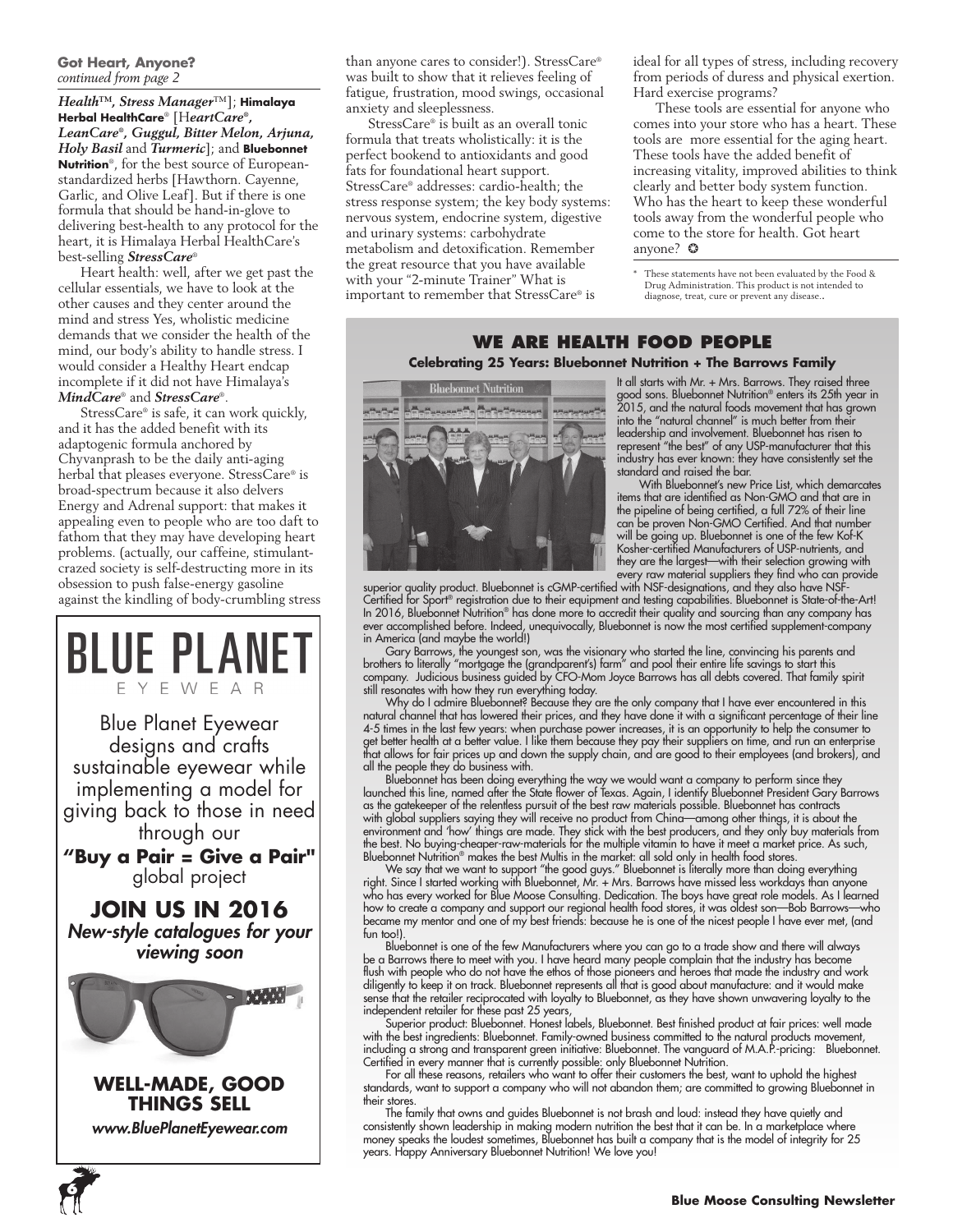**Got Heart, Anyone?**
*continued from page 2*

*Health™, Stress Manager™*]; **Himalaya Herbal HealthCare®** [*HeartCare®, LeanCare®, Guggul, Bitter Melon, Arjuna, Holy Basil* and *Turmeric*]; and **Bluebonnet Nutrition®**, for the best source of European-standardized herbs [Hawthorn. Cayenne, Garlic, and Olive Leaf]. But if there is one formula that should be hand-in-glove to delivering best-health to any protocol for the heart, it is Himalaya Herbal HealthCare's best-selling ***StressCare®***

Heart health: well, after we get past the cellular essentials, we have to look at the other causes and they center around the mind and stress Yes, wholistic medicine demands that we consider the health of the mind, our body's ability to handle stress. I would consider a Healthy Heart endcap incomplete if it did not have Himalaya's ***MindCare®*** and ***StressCare®***.

StressCare® is safe, it can work quickly, and it has the added benefit with its adaptogenic formula anchored by Chyvanprash to be the daily anti-aging herbal that pleases everyone. StressCare® is broad-spectrum because it also delivers Energy and Adrenal support: that makes it appealing even to people who are too daft to fathom that they may have developing heart problems. (actually, our caffeine, stimulant-crazed society is self-destructing more in its obsession to push false-energy gasoline against the kindling of body-crumbling stress than anyone cares to consider!). StressCare® was built to show that it relieves feeling of fatigue, frustration, mood swings, occasional anxiety and sleeplessness.

StressCare® is built as an overall tonic formula that treats wholistically: it is the perfect bookend to antioxidants and good fats for foundational heart support. StressCare® addresses: cardio-health; the stress response system; the key body systems: nervous system, endocrine system, digestive and urinary systems: carbohydrate metabolism and detoxification. Remember the great resource that you have available with your "2-minute Trainer" What is important to remember that StressCare® is ideal for all types of stress, including recovery from periods of duress and physical exertion. Hard exercise programs?

These tools are essential for anyone who comes into your store who has a heart. These tools are more essential for the aging heart. These tools have the added benefit of increasing vitality, improved abilities to think clearly and better body system function. Who has the heart to keep these wonderful tools away from the wonderful people who come to the store for health. Got heart anyone? ✪

\* These statements have not been evaluated by the Food & Drug Administration. This product is not intended to diagnose, treat, cure or prevent any disease..

---

# BLUE PLANET
EYEWEAR

Blue Planet Eyewear designs and crafts sustainable eyewear while implementing a model for giving back to those in need through our **"Buy a Pair = Give a Pair"** global project

**JOIN US IN 2016**
***New-style catalogues for your viewing soon***

**WELL-MADE, GOOD THINGS SELL**
***www.BluePlanetEyewear.com***

---

## WE ARE HEALTH FOOD PEOPLE

**Celebrating 25 Years: Bluebonnet Nutrition + The Barrows Family**

It all starts with Mr. + Mrs. Barrows. They raised three good sons. Bluebonnet Nutrition® enters its 25th year in 2015, and the natural foods movement that has grown into the "natural channel" is much better from their leadership and involvement. Bluebonnet has risen to represent "the best" of any USP-manufacturer that this industry has ever known: they have consistently set the standard and raised the bar.

With Bluebonnet's new Price List, which demarcates items that are identified as Non-GMO and that are in the pipeline of being certified, a full 72% of their line can be proven Non-GMO Certified. And that number will be going up. Bluebonnet is one of the few Kof-K Kosher-certified Manufacturers of USP-nutrients, and they are the largest—with their selection growing with every raw material suppliers they find who can provide superior quality product. Bluebonnet is cGMP-certified with NSF-designations, and they also have NSF-Certified for Sport® registration due to their equipment and testing capabilities. Bluebonnet is State-of-the-Art! In 2016, Bluebonnet Nutrition® has done more to accredit their quality and sourcing than any company has ever accomplished before. Indeed, unequivocally, Bluebonnet is now the most certified supplement-company in America (and maybe the world!)

Gary Barrows, the youngest son, was the visionary who started the line, convincing his parents and brothers to literally "mortgage the (grandparent's) farm" and pool their entire life savings to start this company. Judicious business guided by CFO-Mom Joyce Barrows has all debts covered. That family spirit still resonates with how they run everything today.

Why do I admire Bluebonnet? Because they are the only company that I have ever encountered in this natural channel that has lowered their prices, and they have done it with a significant percentage of their line 4-5 times in the last few years: when purchase power increases, it is an opportunity to help the consumer to get better health at a better value. I like them because they pay their suppliers on time, and run an enterprise that allows for fair prices up and down the supply chain, and are good to their employees (and brokers), and all the people they do business with.

Bluebonnet has been doing everything the way we would want a company to perform since they launched this line, named after the State flower of Texas. Again, I identify Bluebonnet President Gary Barrows as the gatekeeper of the relentless pursuit of the best raw materials possible. Bluebonnet has contracts with global suppliers saying they will receive no product from China—among other things, it is about the environment and 'how' things are made. They stick with the best producers, and they only buy materials from the best. No buying-cheaper-raw-materials for the multiple vitamin to have it meet a market price. As such, Bluebonnet Nutrition® makes the best Multis in the market: all sold only in health food stores.

We say that we want to support "the good guys." Bluebonnet is literally more than doing everything right. Since I started working with Bluebonnet, Mr. + Mrs. Barrows have missed less workdays than anyone who has every worked for Blue Moose Consulting. Dedication. The boys have great role models. As I learned how to create a company and support our regional health food stores, it was oldest son—Bob Barrows—who became my mentor and one of my best friends: because he is one of the nicest people I have ever met, (and fun too!).

Bluebonnet is one of the few Manufacturers where you can go to a trade show and there will always be a Barrows there to meet with you. I have heard many people complain that the industry has become flush with people who do not have the ethos of those pioneers and heroes that made the industry and work diligently to keep it on track. Bluebonnet represents all that is good about manufacture: and it would make sense that the retailer reciprocated with loyalty to Bluebonnet, as they have shown unwavering loyalty to the independent retailer for these past 25 years,

Superior product: Bluebonnet. Honest labels, Bluebonnet. Best finished product at fair prices: well made with the best ingredients: Bluebonnet. Family-owned business committed to the natural products movement, including a strong and transparent green initiative: Bluebonnet. The vanguard of M.A.P.-pricing: Bluebonnet. Certified in every manner that is currently possible: only Bluebonnet Nutrition.

For all these reasons, retailers who want to offer their customers the best, want to uphold the highest standards, want to support a company who will not abandon them; are committed to growing Bluebonnet in their stores.

The family that owns and guides Bluebonnet is not brash and loud: instead they have quietly and consistently shown leadership in making modern nutrition the best that it can be. In a marketplace where money speaks the loudest sometimes, Bluebonnet has built a company that is the model of integrity for 25 years. Happy Anniversary Bluebonnet Nutrition! We love you!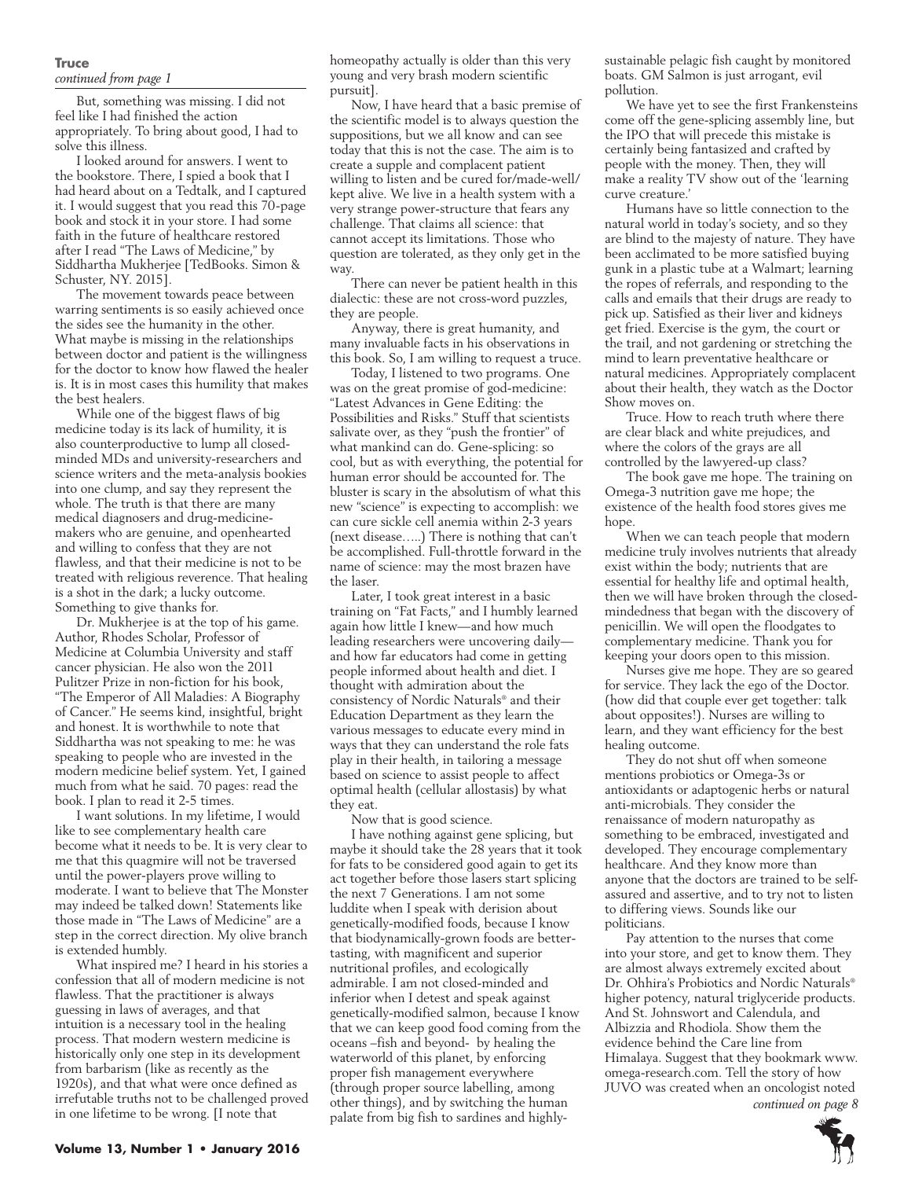**Truce**

*continued from page 1*

But, something was missing. I did not feel like I had finished the action appropriately. To bring about good, I had to solve this illness.

I looked around for answers. I went to the bookstore. There, I spied a book that I had heard about on a Tedtalk, and I captured it. I would suggest that you read this 70-page book and stock it in your store. I had some faith in the future of healthcare restored after I read "The Laws of Medicine," by Siddhartha Mukherjee [TedBooks. Simon & Schuster, NY. 2015].

The movement towards peace between warring sentiments is so easily achieved once the sides see the humanity in the other. What maybe is missing in the relationships between doctor and patient is the willingness for the doctor to know how flawed the healer is. It is in most cases this humility that makes the best healers.

While one of the biggest flaws of big medicine today is its lack of humility, it is also counterproductive to lump all closed-minded MDs and university-researchers and science writers and the meta-analysis bookies into one clump, and say they represent the whole. The truth is that there are many medical diagnosers and drug-medicine-makers who are genuine, and openhearted and willing to confess that they are not flawless, and that their medicine is not to be treated with religious reverence. That healing is a shot in the dark; a lucky outcome. Something to give thanks for.

Dr. Mukherjee is at the top of his game. Author, Rhodes Scholar, Professor of Medicine at Columbia University and staff cancer physician. He also won the 2011 Pulitzer Prize in non-fiction for his book, "The Emperor of All Maladies: A Biography of Cancer." He seems kind, insightful, bright and honest. It is worthwhile to note that Siddhartha was not speaking to me: he was speaking to people who are invested in the modern medicine belief system. Yet, I gained much from what he said. 70 pages: read the book. I plan to read it 2-5 times.

I want solutions. In my lifetime, I would like to see complementary health care become what it needs to be. It is very clear to me that this quagmire will not be traversed until the power-players prove willing to moderate. I want to believe that The Monster may indeed be talked down! Statements like those made in "The Laws of Medicine" are a step in the correct direction. My olive branch is extended humbly.

What inspired me? I heard in his stories a confession that all of modern medicine is not flawless. That the practitioner is always guessing in laws of averages, and that intuition is a necessary tool in the healing process. That modern western medicine is historically only one step in its development from barbarism (like as recently as the 1920s), and that what were once defined as irrefutable truths not to be challenged proved in one lifetime to be wrong. [I note that homeopathy actually is older than this very young and very brash modern scientific pursuit].

Now, I have heard that a basic premise of the scientific model is to always question the suppositions, but we all know and can see today that this is not the case. The aim is to create a supple and complacent patient willing to listen and be cured for/made-well/kept alive. We live in a health system with a very strange power-structure that fears any challenge. That claims all science: that cannot accept its limitations. Those who question are tolerated, as they only get in the way.

There can never be patient health in this dialectic: these are not cross-word puzzles, they are people.

Anyway, there is great humanity, and many invaluable facts in his observations in this book. So, I am willing to request a truce.

Today, I listened to two programs. One was on the great promise of god-medicine: "Latest Advances in Gene Editing: the Possibilities and Risks." Stuff that scientists salivate over, as they "push the frontier" of what mankind can do. Gene-splicing: so cool, but as with everything, the potential for human error should be accounted for. The bluster is scary in the absolutism of what this new "science" is expecting to accomplish: we can cure sickle cell anemia within 2-3 years (next disease…..) There is nothing that can't be accomplished. Full-throttle forward in the name of science: may the most brazen have the laser.

Later, I took great interest in a basic training on "Fat Facts," and I humbly learned again how little I knew—and how much leading researchers were uncovering daily—and how far educators had come in getting people informed about health and diet. I thought with admiration about the consistency of Nordic Naturals® and their Education Department as they learn the various messages to educate every mind in ways that they can understand the role fats play in their health, in tailoring a message based on science to assist people to affect optimal health (cellular allostasis) by what they eat.

Now that is good science.

I have nothing against gene splicing, but maybe it should take the 28 years that it took for fats to be considered good again to get its act together before those lasers start splicing the next 7 Generations. I am not some luddite when I speak with derision about genetically-modified foods, because I know that biodynamically-grown foods are better-tasting, with magnificent and superior nutritional profiles, and ecologically admirable. I am not closed-minded and inferior when I detest and speak against genetically-modified salmon, because I know that we can keep good food coming from the oceans –fish and beyond- by healing the waterworld of this planet, by enforcing proper fish management everywhere (through proper source labelling, among other things), and by switching the human palate from big fish to sardines and highly-sustainable pelagic fish caught by monitored boats. GM Salmon is just arrogant, evil pollution.

We have yet to see the first Frankensteins come off the gene-splicing assembly line, but the IPO that will precede this mistake is certainly being fantasized and crafted by people with the money. Then, they will make a reality TV show out of the 'learning curve creature.'

Humans have so little connection to the natural world in today's society, and so they are blind to the majesty of nature. They have been acclimated to be more satisfied buying gunk in a plastic tube at a Walmart; learning the ropes of referrals, and responding to the calls and emails that their drugs are ready to pick up. Satisfied as their liver and kidneys get fried. Exercise is the gym, the court or the trail, and not gardening or stretching the mind to learn preventative healthcare or natural medicines. Appropriately complacent about their health, they watch as the Doctor Show moves on.

Truce. How to reach truth where there are clear black and white prejudices, and where the colors of the grays are all controlled by the lawyered-up class?

The book gave me hope. The training on Omega-3 nutrition gave me hope; the existence of the health food stores gives me hope.

When we can teach people that modern medicine truly involves nutrients that already exist within the body; nutrients that are essential for healthy life and optimal health, then we will have broken through the closed-mindedness that began with the discovery of penicillin. We will open the floodgates to complementary medicine. Thank you for keeping your doors open to this mission.

Nurses give me hope. They are so geared for service. They lack the ego of the Doctor. (how did that couple ever get together: talk about opposites!). Nurses are willing to learn, and they want efficiency for the best healing outcome.

They do not shut off when someone mentions probiotics or Omega-3s or antioxidants or adaptogenic herbs or natural anti-microbials. They consider the renaissance of modern naturopathy as something to be embraced, investigated and developed. They encourage complementary healthcare. And they know more than anyone that the doctors are trained to be self-assured and assertive, and to try not to listen to differing views. Sounds like our politicians.

Pay attention to the nurses that come into your store, and get to know them. They are almost always extremely excited about Dr. Ohhira's Probiotics and Nordic Naturals® higher potency, natural triglyceride products. And St. Johnswort and Calendula, and Albizzia and Rhodiola. Show them the evidence behind the Care line from Himalaya. Suggest that they bookmark www.omega-research.com. Tell the story of how JUVO was created when an oncologist noted

*continued on page 8*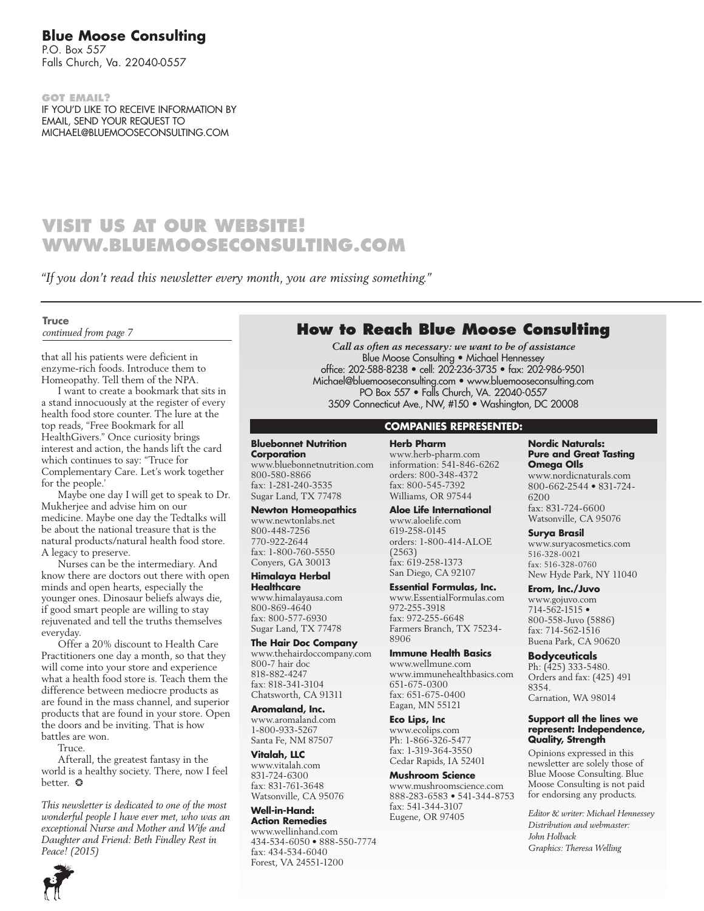## Blue Moose Consulting

P.O. Box 557
Falls Church, Va. 22040-0557

**GOT EMAIL?**
IF YOU'D LIKE TO RECEIVE INFORMATION BY EMAIL, SEND YOUR REQUEST TO MICHAEL@BLUEMOOSECONSULTING.COM

## VISIT US AT OUR WEBSITE! WWW.BLUEMOOSECONSULTING.COM

*"If you don't read this newsletter every month, you are missing something."*

**Truce**
*continued from page 7*

that all his patients were deficient in enzyme-rich foods. Introduce them to Homeopathy. Tell them of the NPA.

I want to create a bookmark that sits in a stand innocuously at the register of every health food store counter. The lure at the top reads, "Free Bookmark for all HealthGivers." Once curiosity brings interest and action, the hands lift the card which continues to say: "Truce for Complementary Care. Let's work together for the people.'

Maybe one day I will get to speak to Dr. Mukherjee and advise him on our medicine. Maybe one day the Tedtalks will be about the national treasure that is the natural products/natural health food store. A legacy to preserve.

Nurses can be the intermediary. And know there are doctors out there with open minds and open hearts, especially the younger ones. Dinosaur beliefs always die, if good smart people are willing to stay rejuvenated and tell the truths themselves everyday.

Offer a 20% discount to Health Care Practitioners one day a month, so that they will come into your store and experience what a health food store is. Teach them the difference between mediocre products as are found in the mass channel, and superior products that are found in your store. Open the doors and be inviting. That is how battles are won.

Truce.

Afterall, the greatest fantasy in the world is a healthy society. There, now I feel better. ✪

*This newsletter is dedicated to one of the most wonderful people I have ever met, who was an exceptional Nurse and Mother and Wife and Daughter and Friend: Beth Findley Rest in Peace! (2015)*

## How to Reach Blue Moose Consulting

***Call as often as necessary: we want to be of assistance***
Blue Moose Consulting • Michael Hennessey
office: 202-588-8238 • cell: 202-236-3735 • fax: 202-986-9501
Michael@bluemooseconsulting.com • www.bluemooseconsulting.com
PO Box 557 • Falls Church, VA. 22040-0557
3509 Connecticut Ave., NW, #150 • Washington, DC 20008

### COMPANIES REPRESENTED:

**Bluebonnet Nutrition Corporation**
www.bluebonnetnutrition.com
800-580-8866
fax: 1-281-240-3535
Sugar Land, TX 77478

**Newton Homeopathics**
www.newtonlabs.net
800-448-7256
770-922-2644
fax: 1-800-760-5550
Conyers, GA 30013

**Himalaya Herbal Healthcare**
www.himalayausa.com
800-869-4640
fax: 800-577-6930
Sugar Land, TX 77478

**The Hair Doc Company**
www.thehairdoccompany.com
800-7 hair doc
818-882-4247
fax: 818-341-3104
Chatsworth, CA 91311

**Aromaland, Inc.**
www.aromaland.com
1-800-933-5267
Santa Fe, NM 87507

**Vitalah, LLC**
www.vitalah.com
831-724-6300
fax: 831-761-3648
Watsonville, CA 95076

**Well-in-Hand: Action Remedies**
www.wellinhand.com
434-534-6050 • 888-550-7774
fax: 434-534-6040
Forest, VA 24551-1200

**Herb Pharm**
www.herb-pharm.com
information: 541-846-6262
orders: 800-348-4372
fax: 800-545-7392
Williams, OR 97544

**Aloe Life International**
www.aloelife.com
619-258-0145
orders: 1-800-414-ALOE (2563)
fax: 619-258-1373
San Diego, CA 92107

**Essential Formulas, Inc.**
www.EssentialFormulas.com
972-255-3918
fax: 972-255-6648
Farmers Branch, TX 75234-8906

**Immune Health Basics**
www.wellmune.com
www.immunehealthbasics.com
651-675-0300
fax: 651-675-0400
Eagan, MN 55121

**Eco Lips, Inc**
www.ecolips.com
Ph: 1-866-326-5477
fax: 1-319-364-3550
Cedar Rapids, IA 52401

**Mushroom Science**
www.mushroomscience.com
888-283-6583 • 541-344-8753
fax: 541-344-3107
Eugene, OR 97405

**Nordic Naturals: Pure and Great Tasting Omega OIls**
www.nordicnaturals.com
800-662-2544 • 831-724-6200
fax: 831-724-6600
Watsonville, CA 95076

**Surya Brasil**
www.suryacosmetics.com
516-328-0021
fax: 516-328-0760
New Hyde Park, NY 11040

**Erom, Inc./Juvo**
www.gojuvo.com
714-562-1515 •
800-558-Juvo (5886)
fax: 714-562-1516
Buena Park, CA 90620

**Bodyceuticals**
Ph: (425) 333-5480.
Orders and fax: (425) 491 8354.
Carnation, WA 98014

**Support all the lines we represent: Independence, Quality, Strength**

Opinions expressed in this newsletter are solely those of Blue Moose Consulting. Blue Moose Consulting is not paid for endorsing any products.

*Editor & writer: Michael Hennessey*
*Distribution and webmaster: John Holback*
*Graphics: Theresa Welling*